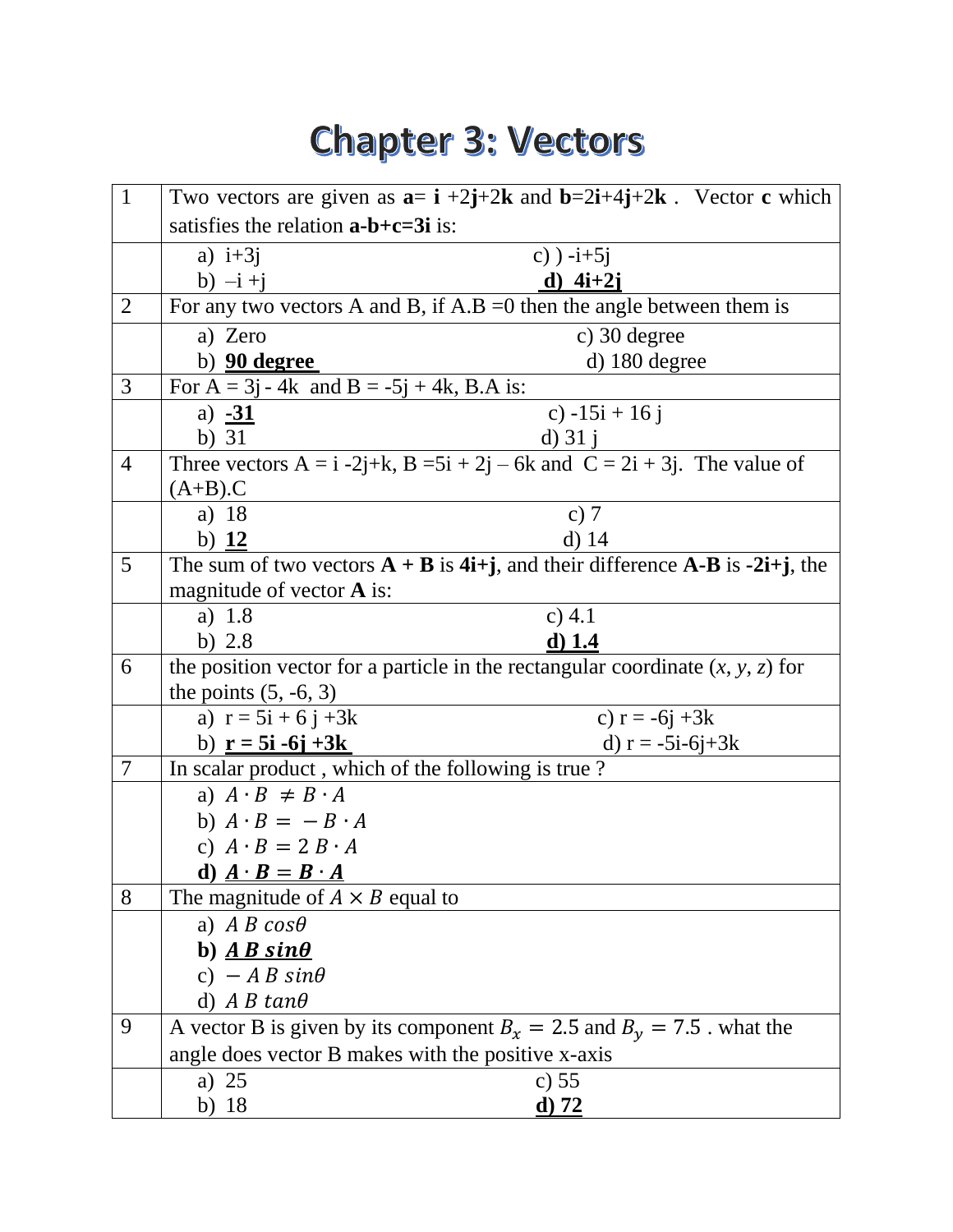# Chapter 3: Vectors

| | |
|---|---|
| 1 | Two vectors are given as **a**= **i** +2**j**+2**k** and **b**=2**i**+4**j**+2**k** . Vector **c** which satisfies the relation **a-b+c=3i** is: |
| | a) i+3j &nbsp;&nbsp;&nbsp;&nbsp; c) ) -i+5j <br> b) –i +j &nbsp;&nbsp;&nbsp;&nbsp; **d) 4i+2j** |
| 2 | For any two vectors A and B, if A.B =0 then the angle between them is |
| | a) Zero &nbsp;&nbsp;&nbsp;&nbsp; c) 30 degree <br> b) **90 degree** &nbsp;&nbsp;&nbsp;&nbsp; d) 180 degree |
| 3 | For A = 3j - 4k and B = -5j + 4k, B.A is: |
| | a) **-31** &nbsp;&nbsp;&nbsp;&nbsp; c) -15i + 16 j <br> b) 31 &nbsp;&nbsp;&nbsp;&nbsp; d) 31 j |
| 4 | Three vectors A = i -2j+k, B =5i + 2j – 6k and C = 2i + 3j. The value of (A+B).C |
| | a) 18 &nbsp;&nbsp;&nbsp;&nbsp; c) 7 <br> b) **12** &nbsp;&nbsp;&nbsp;&nbsp; d) 14 |
| 5 | The sum of two vectors **A + B** is **4i+j**, and their difference **A-B** is **-2i+j**, the magnitude of vector **A** is: |
| | a) 1.8 &nbsp;&nbsp;&nbsp;&nbsp; c) 4.1 <br> b) 2.8 &nbsp;&nbsp;&nbsp;&nbsp; **d) 1.4** |
| 6 | the position vector for a particle in the rectangular coordinate (*x*, *y*, *z*) for the points (5, -6, 3) |
| | a) r = 5i + 6 j +3k &nbsp;&nbsp;&nbsp;&nbsp; c) r = -6j +3k <br> b) **r = 5i -6j +3k** &nbsp;&nbsp;&nbsp;&nbsp; d) r = -5i-6j+3k |
| 7 | In scalar product , which of the following is true ? |
| | a) $A \cdot B \neq B \cdot A$ <br> b) $A \cdot B = -B \cdot A$ <br> c) $A \cdot B = 2\, B \cdot A$ <br> **d)** $\boldsymbol{A \cdot B = B \cdot A}$ |
| 8 | The magnitude of $A \times B$ equal to |
| | a) $A\,B\,cos\theta$ <br> **b)** $\boldsymbol{A\,B\,sin\theta}$ <br> c) $-A\,B\,sin\theta$ <br> d) $A\,B\,tan\theta$ |
| 9 | A vector B is given by its component $B_x = 2.5$ and $B_y = 7.5$ . what the angle does vector B makes with the positive x-axis |
| | a) 25 &nbsp;&nbsp;&nbsp;&nbsp; c) 55 <br> b) 18 &nbsp;&nbsp;&nbsp;&nbsp; **d) 72** |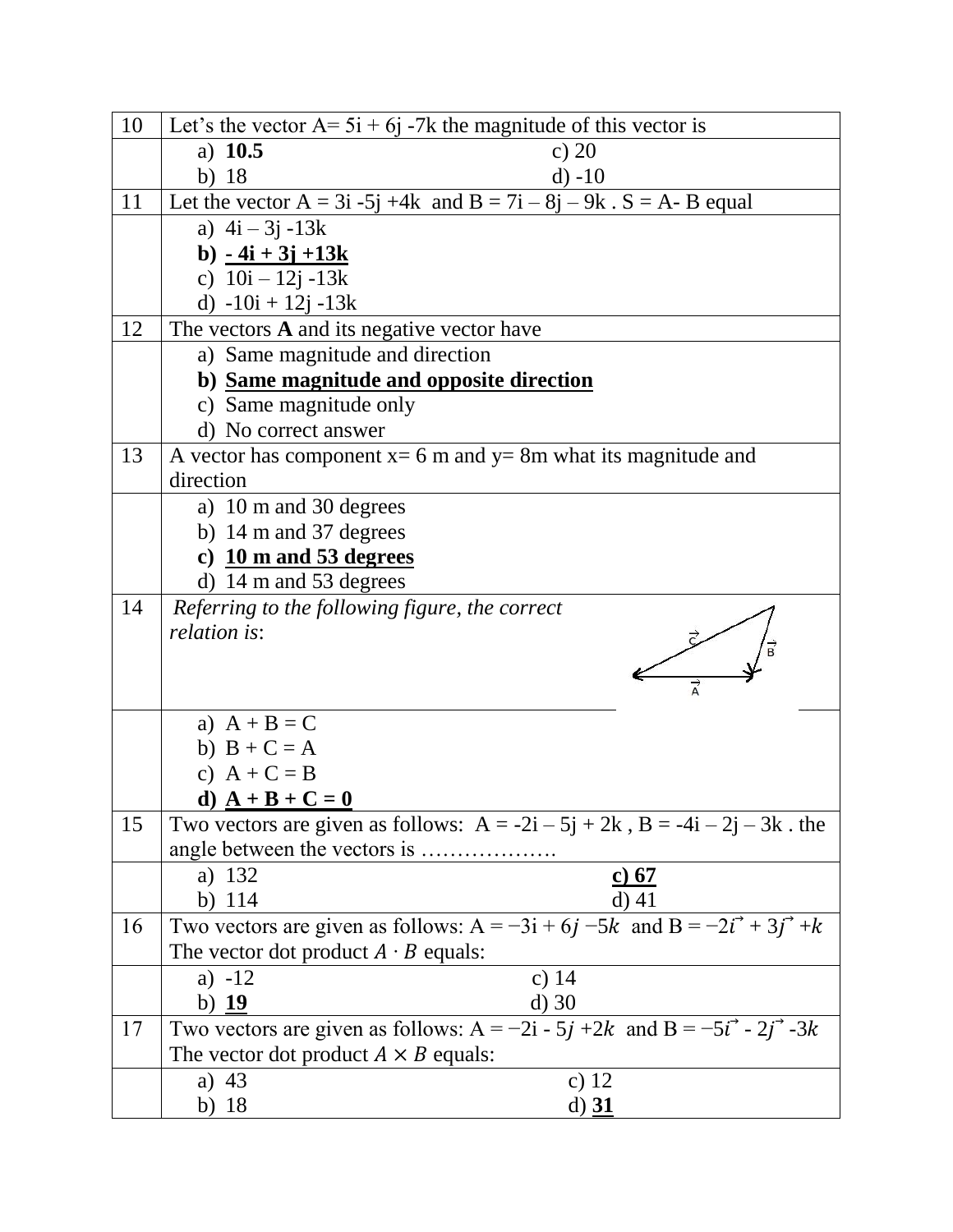| 10 | Let's the vector A= 5i + 6j -7k the magnitude of this vector is |
|---|---|
| | a) **10.5** c) 20 <br> b) 18 d) -10 |
| 11 | Let the vector A = 3i -5j +4k and B = 7i – 8j – 9k . S = A- B equal |
| | a) 4i – 3j -13k <br> **b) <u>- 4i + 3j +13k</u>** <br> c) 10i – 12j -13k <br> d) -10i + 12j -13k |
| 12 | The vectors **A** and its negative vector have |
| | a) Same magnitude and direction <br> **b) <u>Same magnitude and opposite direction</u>** <br> c) Same magnitude only <br> d) No correct answer |
| 13 | A vector has component x= 6 m and y= 8m what its magnitude and direction |
| | a) 10 m and 30 degrees <br> b) 14 m and 37 degrees <br> **c) <u>10 m and 53 degrees</u>** <br> d) 14 m and 53 degrees |
| 14 | *Referring to the following figure, the correct relation is*: |
| | a) A + B = C <br> b) B + C = A <br> c) A + C = B <br> **d) <u>A + B + C = 0</u>** |
| 15 | Two vectors are given as follows: A = -2i – 5j + 2k , B = -4i – 2j – 3k . the angle between the vectors is ………………. |
| | a) 132 **<u>c) 67</u>** <br> b) 114 d) 41 |
| 16 | Two vectors are given as follows: A = −3i + 6$j$ −5$k$ and B = −2$\vec{i}$ + 3$\vec{j}$ +$k$ <br> The vector dot product $A \cdot B$ equals: |
| | a) -12 c) 14 <br> b) **<u>19</u>** d) 30 |
| 17 | Two vectors are given as follows: A = −2i - 5$j$ +2$k$ and B = −5$\vec{i}$ - 2$\vec{j}$ -3$k$ <br> The vector dot product $A \times B$ equals: |
| | a) 43 c) 12 <br> b) 18 d) **<u>31</u>** |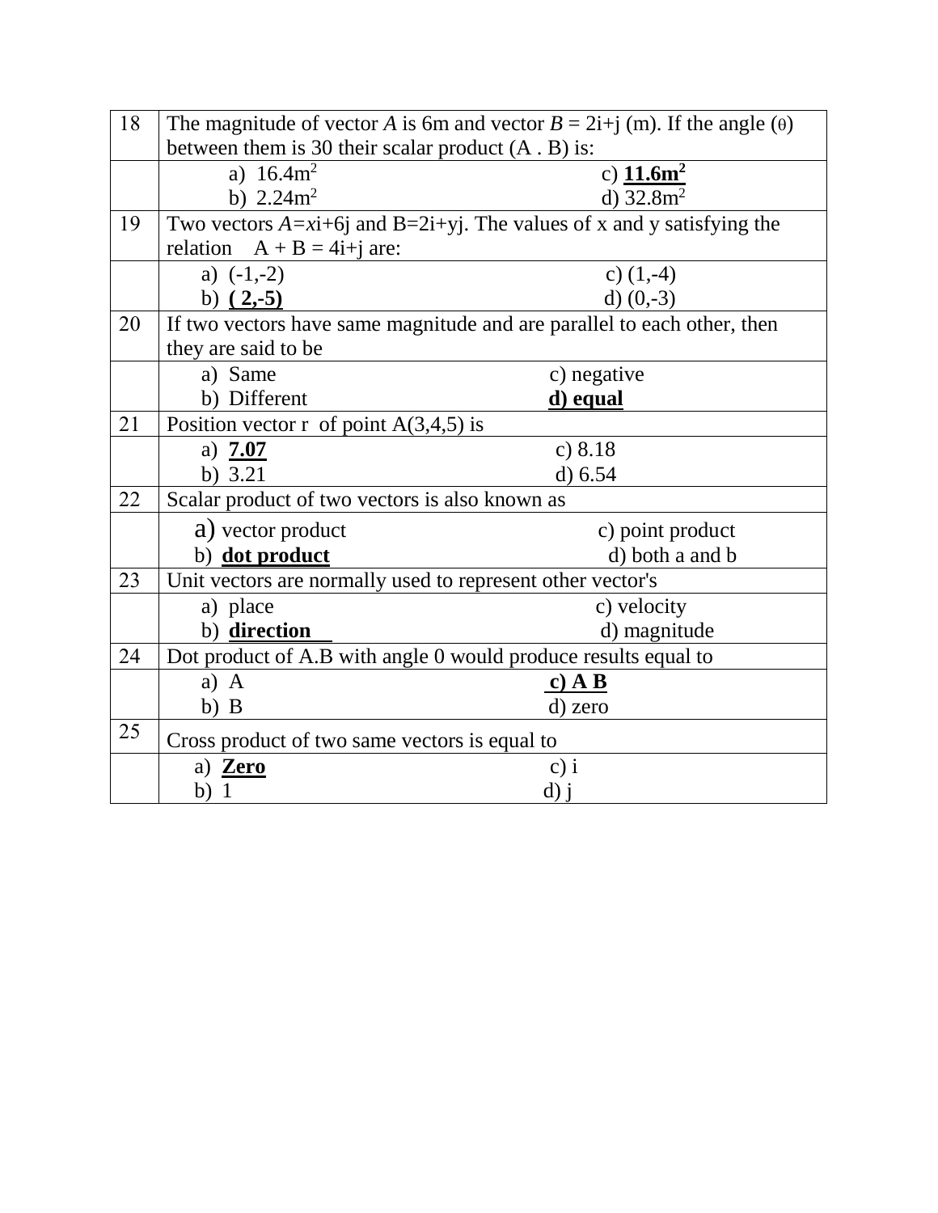| 18 | The magnitude of vector *A* is 6m and vector *B* = 2i+j (m). If the angle (θ) between them is 30 their scalar product (A . B) is: |
|---|---|
| | a) $16.4m^2$ c) **<u>$11.6m^2$</u>**<br>b) $2.24m^2$ d) $32.8m^2$ |
| 19 | Two vectors *A*=*x*i+6j and B=2i+yj. The values of x and y satisfying the relation A + B = 4i+j are: |
| | a) (-1,-2) c) (1,-4)<br>b) **<u>( 2,-5)</u>** d) (0,-3) |
| 20 | If two vectors have same magnitude and are parallel to each other, then they are said to be |
| | a) Same c) negative<br>b) Different **<u>d) equal</u>** |
| 21 | Position vector r of point A(3,4,5) is |
| | a) **<u>7.07</u>** c) 8.18<br>b) 3.21 d) 6.54 |
| 22 | Scalar product of two vectors is also known as |
| | a) vector product c) point product<br>b) **<u>dot product</u>** d) both a and b |
| 23 | Unit vectors are normally used to represent other vector's |
| | a) place c) velocity<br>b) **<u>direction</u>** d) magnitude |
| 24 | Dot product of A.B with angle 0 would produce results equal to |
| | a) A **<u>c) A B</u>**<br>b) B d) zero |
| 25 | Cross product of two same vectors is equal to |
| | a) **<u>Zero</u>** c) i<br>b) 1 d) j |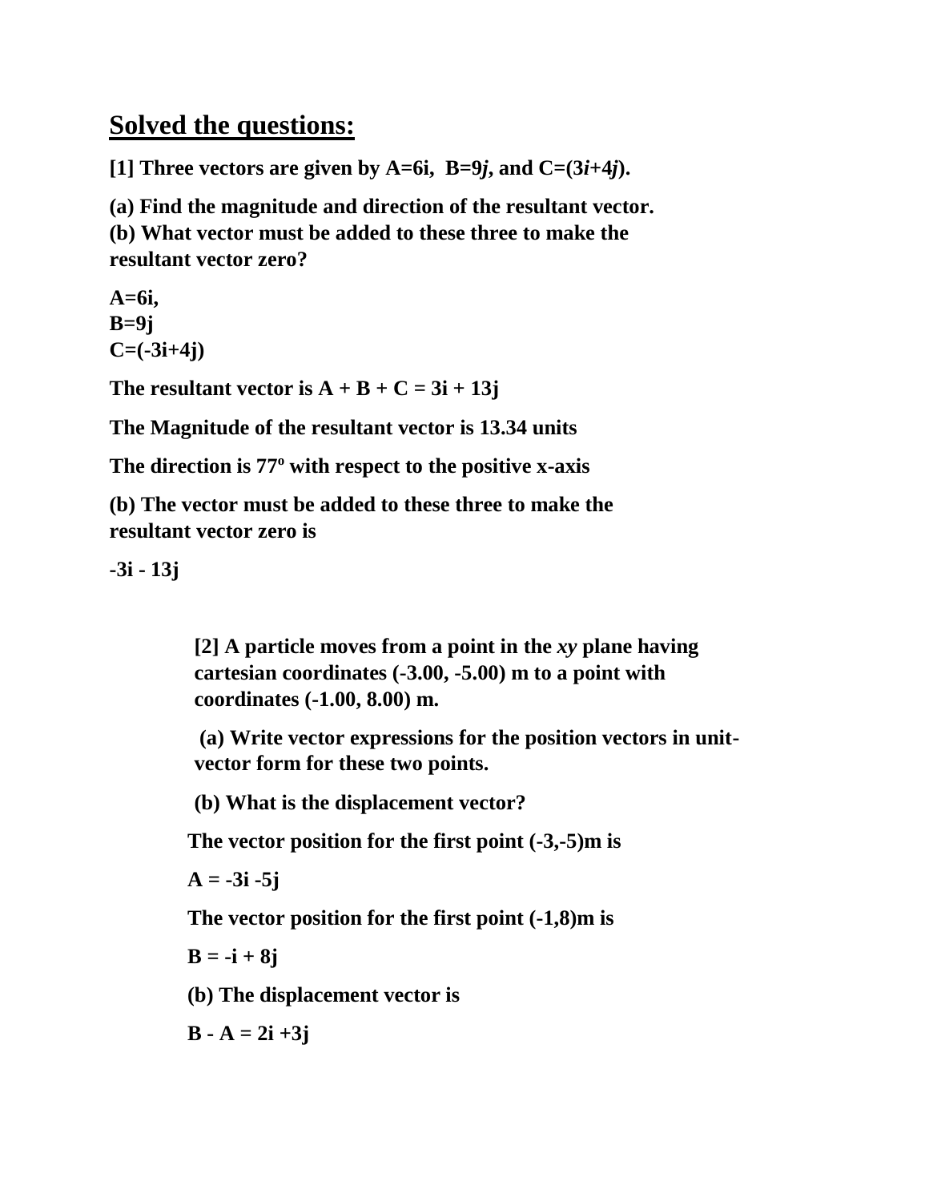## Solved the questions:

**[1] Three vectors are given by A=6i, B=9*j*, and C=(3*i*+4*j*).**

**(a) Find the magnitude and direction of the resultant vector.**
**(b) What vector must be added to these three to make the resultant vector zero?**

**A=6i,**
**B=9j**
**C=(-3i+4j)**

**The resultant vector is A + B + C = 3i + 13j**

**The Magnitude of the resultant vector is 13.34 units**

**The direction is 77º with respect to the positive x-axis**

**(b) The vector must be added to these three to make the resultant vector zero is**

**-3i - 13j**

**[2] A particle moves from a point in the *xy* plane having cartesian coordinates (-3.00, -5.00) m to a point with coordinates (-1.00, 8.00) m.**

**(a) Write vector expressions for the position vectors in unit-vector form for these two points.**

**(b) What is the displacement vector?**

**The vector position for the first point (-3,-5)m is**

**A = -3i -5j**

**The vector position for the first point (-1,8)m is**

**B = -i + 8j**

**(b) The displacement vector is**

**B - A = 2i +3j**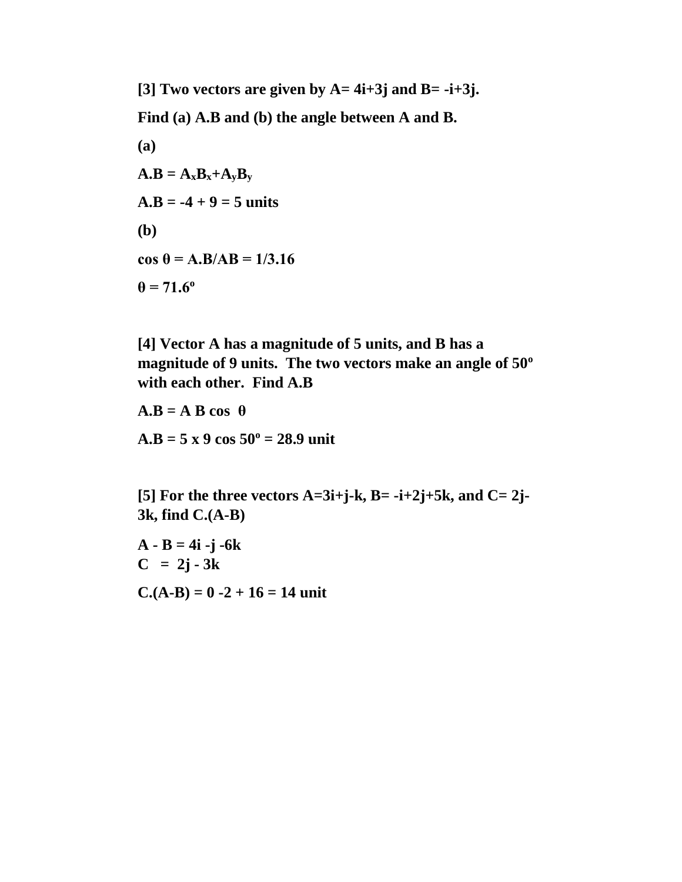**[3] Two vectors are given by A= 4i+3j and B= -i+3j.**

**Find (a) A.B and (b) the angle between A and B.**

**(a)**

**$A.B = A_xB_x+A_yB_y$**

**A.B = -4 + 9 = 5 units**

**(b)**

**cos θ = A.B/AB = 1/3.16**

**θ = 71.6º**

**[4] Vector A has a magnitude of 5 units, and B has a magnitude of 9 units. The two vectors make an angle of 50º with each other. Find A.B**

**A.B = A B cos θ**

**A.B = 5 x 9 cos 50º = 28.9 unit**

**[5] For the three vectors A=3i+j-k, B= -i+2j+5k, and C= 2j-3k, find C.(A-B)**

**A - B = 4i -j -6k**
**C = 2j - 3k**

**C.(A-B) = 0 -2 + 16 = 14 unit**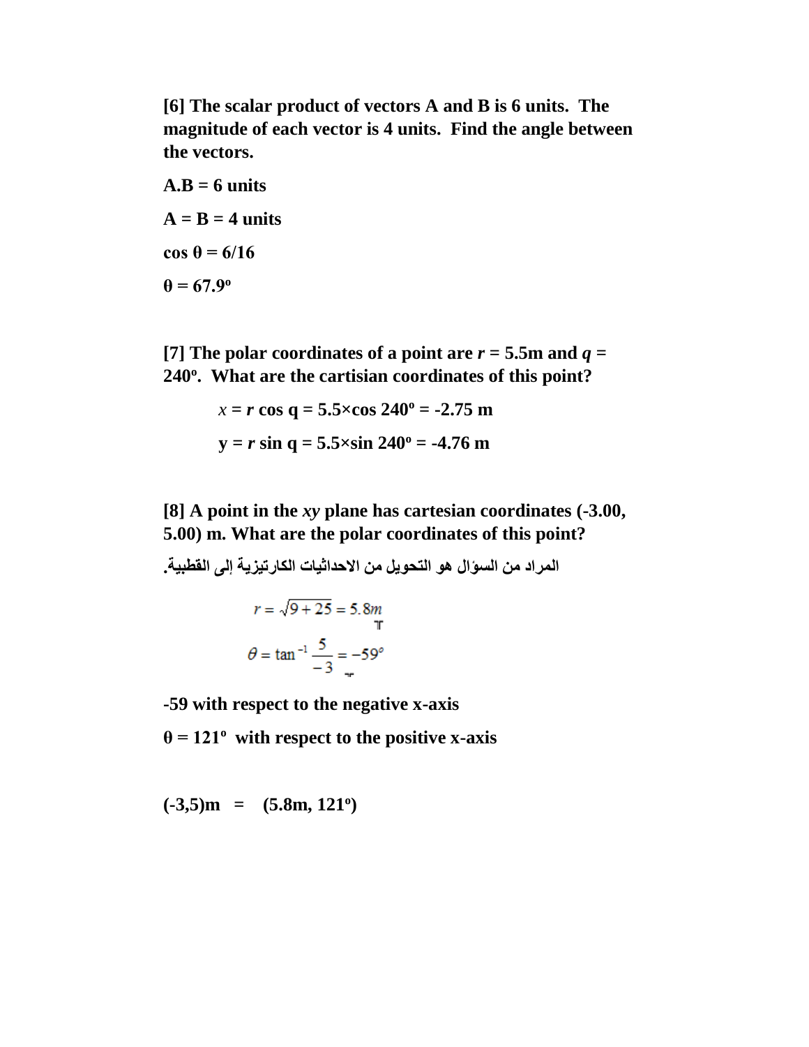**[6] The scalar product of vectors A and B is 6 units. The magnitude of each vector is 4 units. Find the angle between the vectors.**

**A.B = 6 units**

**A = B = 4 units**

**$\cos \theta = 6/16$**

**$\theta = 67.9^o$**

**[7] The polar coordinates of a point are $r$ = 5.5m and $q$ = 240º. What are the cartisian coordinates of this point?**

**$x = r \cos q = 5.5 \times \cos 240^o = -2.75$ m**

**$y = r \sin q = 5.5 \times \sin 240^o = -4.76$ m**

**[8] A point in the $xy$ plane has cartesian coordinates (-3.00, 5.00) m. What are the polar coordinates of this point?**

**المراد من السؤال هو التحويل من الاحداثيات الكارتيزية إلى القطبية.**

$$r = \sqrt{9+25} = 5.8m$$

$$\theta = \tan^{-1}\frac{5}{-3} = -59^\circ$$

**-59 with respect to the negative x-axis**

**$\theta = 121^o$ with respect to the positive x-axis**

**(-3,5)m = (5.8m, 121º)**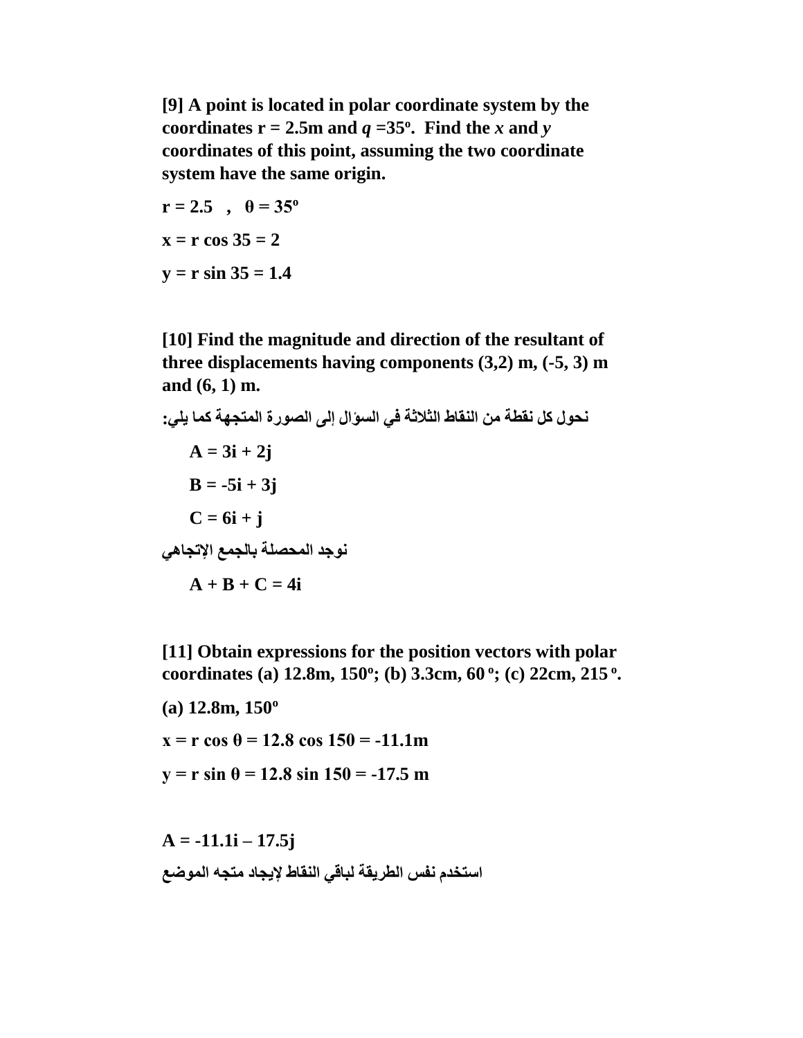**[9] A point is located in polar coordinate system by the coordinates r = 2.5m and *q* =35º. Find the *x* and *y* coordinates of this point, assuming the two coordinate system have the same origin.**

**r = 2.5 , θ = 35º**

**x = r cos 35 = 2**

**y = r sin 35 = 1.4**

**[10] Find the magnitude and direction of the resultant of three displacements having components (3,2) m, (-5, 3) m and (6, 1) m.**

**نحول كل نقطة من النقاط الثلاثة في السؤال إلى الصورة المتجهة كما يلي:**

**A = 3i + 2j**

**B = -5i + 3j**

**C = 6i + j**

**نوجد المحصلة بالجمع الإتجاهي**

**A + B + C = 4i**

**[11] Obtain expressions for the position vectors with polar coordinates (a) 12.8m, 150º; (b) 3.3cm, 60 º; (c) 22cm, 215 º.**

**(a) 12.8m, 150º**

**x = r cos θ = 12.8 cos 150 = -11.1m**

**y = r sin θ = 12.8 sin 150 = -17.5 m**

**A = -11.1i – 17.5j**

**استخدم نفس الطريقة لباقي النقاط لإيجاد متجه الموضع**